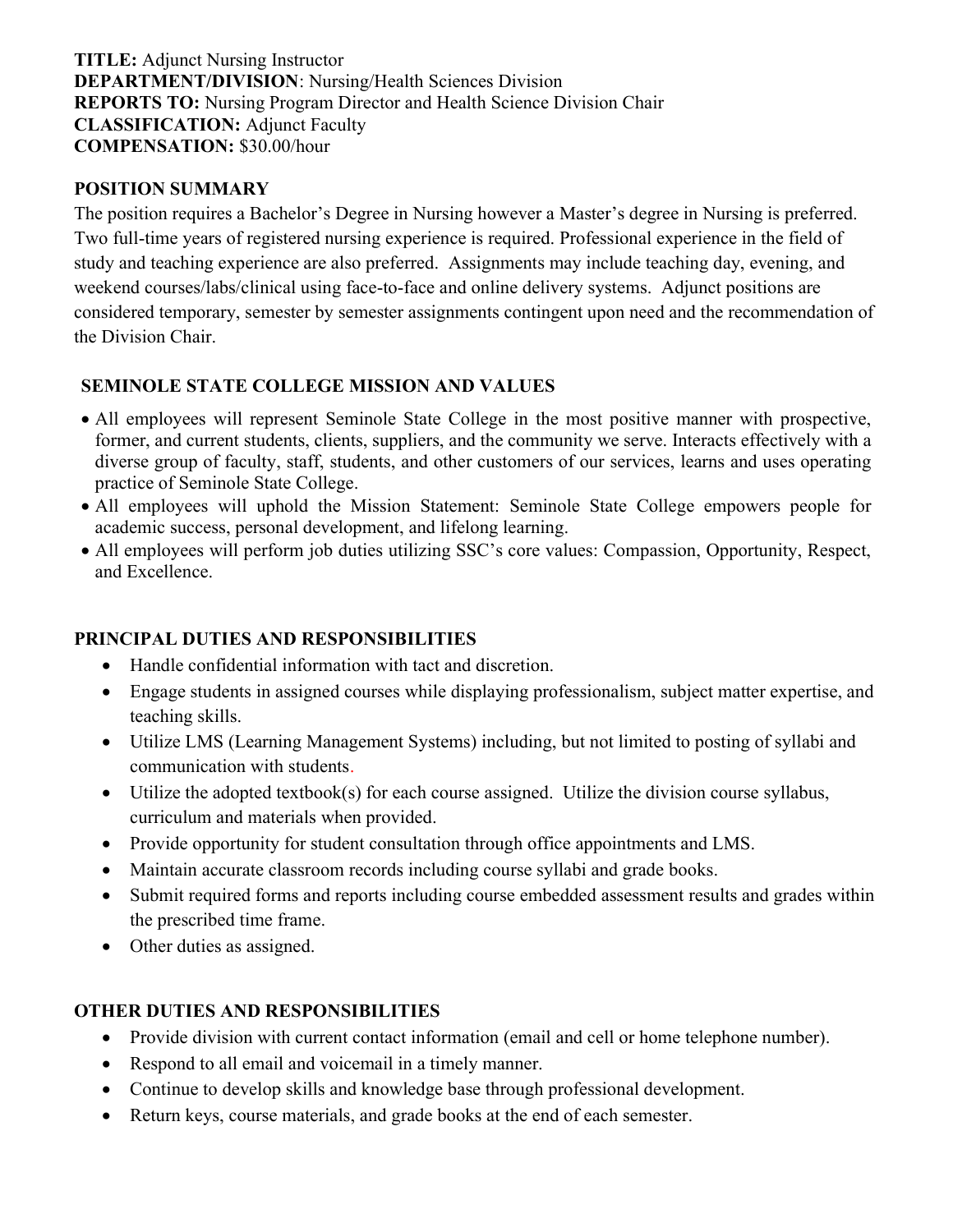**TITLE:** Adjunct Nursing Instructor
**DEPARTMENT/DIVISION**: Nursing/Health Sciences Division
**REPORTS TO:** Nursing Program Director and Health Science Division Chair
**CLASSIFICATION:** Adjunct Faculty
**COMPENSATION:** $30.00/hour

## POSITION SUMMARY

The position requires a Bachelor's Degree in Nursing however a Master's degree in Nursing is preferred. Two full-time years of registered nursing experience is required. Professional experience in the field of study and teaching experience are also preferred. Assignments may include teaching day, evening, and weekend courses/labs/clinical using face-to-face and online delivery systems. Adjunct positions are considered temporary, semester by semester assignments contingent upon need and the recommendation of the Division Chair.

## SEMINOLE STATE COLLEGE MISSION AND VALUES

- All employees will represent Seminole State College in the most positive manner with prospective, former, and current students, clients, suppliers, and the community we serve. Interacts effectively with a diverse group of faculty, staff, students, and other customers of our services, learns and uses operating practice of Seminole State College.
- All employees will uphold the Mission Statement: Seminole State College empowers people for academic success, personal development, and lifelong learning.
- All employees will perform job duties utilizing SSC's core values: Compassion, Opportunity, Respect, and Excellence.

## PRINCIPAL DUTIES AND RESPONSIBILITIES

- Handle confidential information with tact and discretion.
- Engage students in assigned courses while displaying professionalism, subject matter expertise, and teaching skills.
- Utilize LMS (Learning Management Systems) including, but not limited to posting of syllabi and communication with students.
- Utilize the adopted textbook(s) for each course assigned. Utilize the division course syllabus, curriculum and materials when provided.
- Provide opportunity for student consultation through office appointments and LMS.
- Maintain accurate classroom records including course syllabi and grade books.
- Submit required forms and reports including course embedded assessment results and grades within the prescribed time frame.
- Other duties as assigned.

## OTHER DUTIES AND RESPONSIBILITIES

- Provide division with current contact information (email and cell or home telephone number).
- Respond to all email and voicemail in a timely manner.
- Continue to develop skills and knowledge base through professional development.
- Return keys, course materials, and grade books at the end of each semester.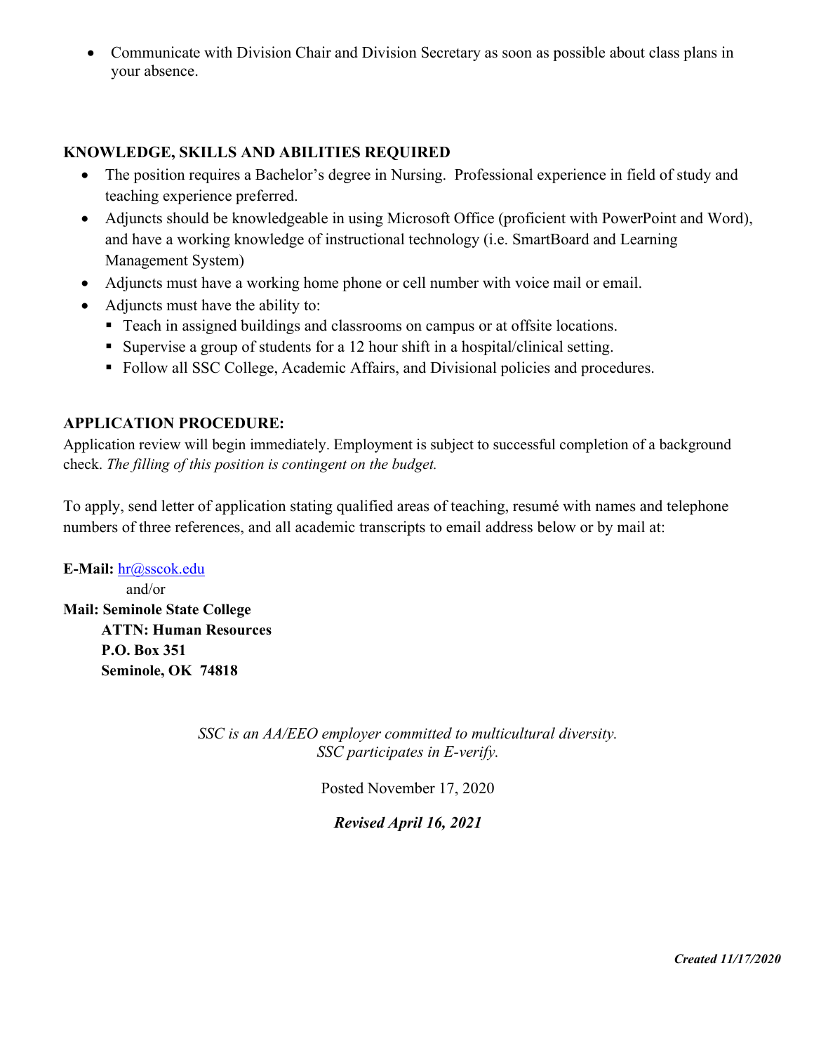- Communicate with Division Chair and Division Secretary as soon as possible about class plans in your absence.

**KNOWLEDGE, SKILLS AND ABILITIES REQUIRED**

- The position requires a Bachelor's degree in Nursing. Professional experience in field of study and teaching experience preferred.
- Adjuncts should be knowledgeable in using Microsoft Office (proficient with PowerPoint and Word), and have a working knowledge of instructional technology (i.e. SmartBoard and Learning Management System)
- Adjuncts must have a working home phone or cell number with voice mail or email.
- Adjuncts must have the ability to:
  - Teach in assigned buildings and classrooms on campus or at offsite locations.
  - Supervise a group of students for a 12 hour shift in a hospital/clinical setting.
  - Follow all SSC College, Academic Affairs, and Divisional policies and procedures.

**APPLICATION PROCEDURE:**

Application review will begin immediately. Employment is subject to successful completion of a background check. *The filling of this position is contingent on the budget.*

To apply, send letter of application stating qualified areas of teaching, resumé with names and telephone numbers of three references, and all academic transcripts to email address below or by mail at:

**E-Mail:** hr@sscok.edu
and/or
**Mail: Seminole State College**
**ATTN: Human Resources**
**P.O. Box 351**
**Seminole, OK 74818**

*SSC is an AA/EEO employer committed to multicultural diversity.*
*SSC participates in E-verify.*

Posted November 17, 2020

***Revised April 16, 2021***

***Created 11/17/2020***